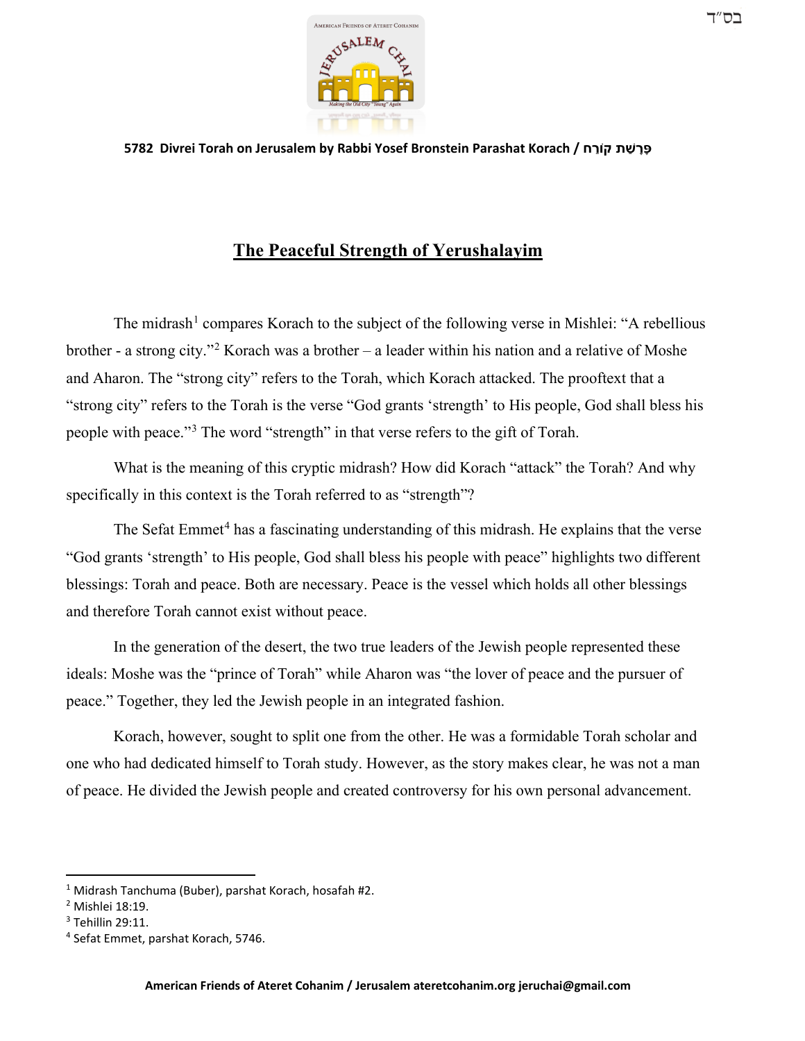בס"ד

**5782 Divrei Torah on Jerusalem by Rabbi Yosef Bronstein Parashat Korach / פָּרָשַׁת קֹורַח**

# The Peaceful Strength of Yerushalayim

The midrash[1] compares Korach to the subject of the following verse in Mishlei: "A rebellious brother - a strong city."[2] Korach was a brother – a leader within his nation and a relative of Moshe and Aharon. The "strong city" refers to the Torah, which Korach attacked. The prooftext that a "strong city" refers to the Torah is the verse "God grants 'strength' to His people, God shall bless his people with peace."[3] The word "strength" in that verse refers to the gift of Torah.

What is the meaning of this cryptic midrash? How did Korach "attack" the Torah? And why specifically in this context is the Torah referred to as "strength"?

The Sefat Emmet[4] has a fascinating understanding of this midrash. He explains that the verse "God grants 'strength' to His people, God shall bless his people with peace" highlights two different blessings: Torah and peace. Both are necessary. Peace is the vessel which holds all other blessings and therefore Torah cannot exist without peace.

In the generation of the desert, the two true leaders of the Jewish people represented these ideals: Moshe was the "prince of Torah" while Aharon was "the lover of peace and the pursuer of peace." Together, they led the Jewish people in an integrated fashion.

Korach, however, sought to split one from the other. He was a formidable Torah scholar and one who had dedicated himself to Torah study. However, as the story makes clear, he was not a man of peace. He divided the Jewish people and created controversy for his own personal advancement.

---

[1] Midrash Tanchuma (Buber), parshat Korach, hosafah #2.

[2] Mishlei 18:19.

[3] Tehillin 29:11.

[4] Sefat Emmet, parshat Korach, 5746.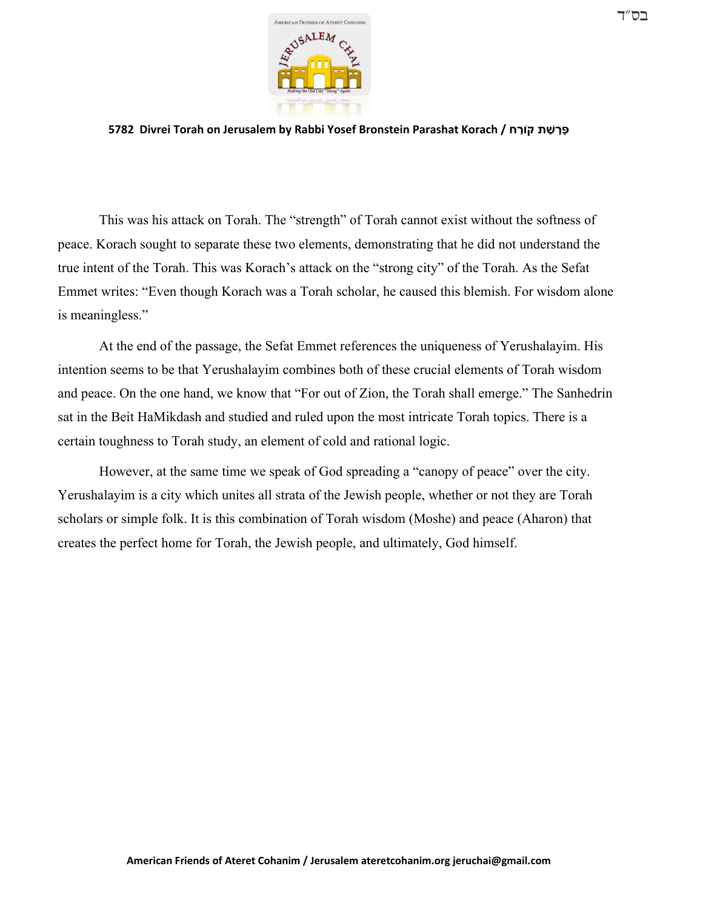This was his attack on Torah. The “strength” of Torah cannot exist without the softness of peace. Korach sought to separate these two elements, demonstrating that he did not understand the true intent of the Torah. This was Korach’s attack on the “strong city” of the Torah. As the Sefat Emmet writes: “Even though Korach was a Torah scholar, he caused this blemish. For wisdom alone is meaningless.”

At the end of the passage, the Sefat Emmet references the uniqueness of Yerushalayim. His intention seems to be that Yerushalayim combines both of these crucial elements of Torah wisdom and peace. On the one hand, we know that “For out of Zion, the Torah shall emerge.” The Sanhedrin sat in the Beit HaMikdash and studied and ruled upon the most intricate Torah topics. There is a certain toughness to Torah study, an element of cold and rational logic.

However, at the same time we speak of God spreading a “canopy of peace” over the city. Yerushalayim is a city which unites all strata of the Jewish people, whether or not they are Torah scholars or simple folk. It is this combination of Torah wisdom (Moshe) and peace (Aharon) that creates the perfect home for Torah, the Jewish people, and ultimately, God himself.